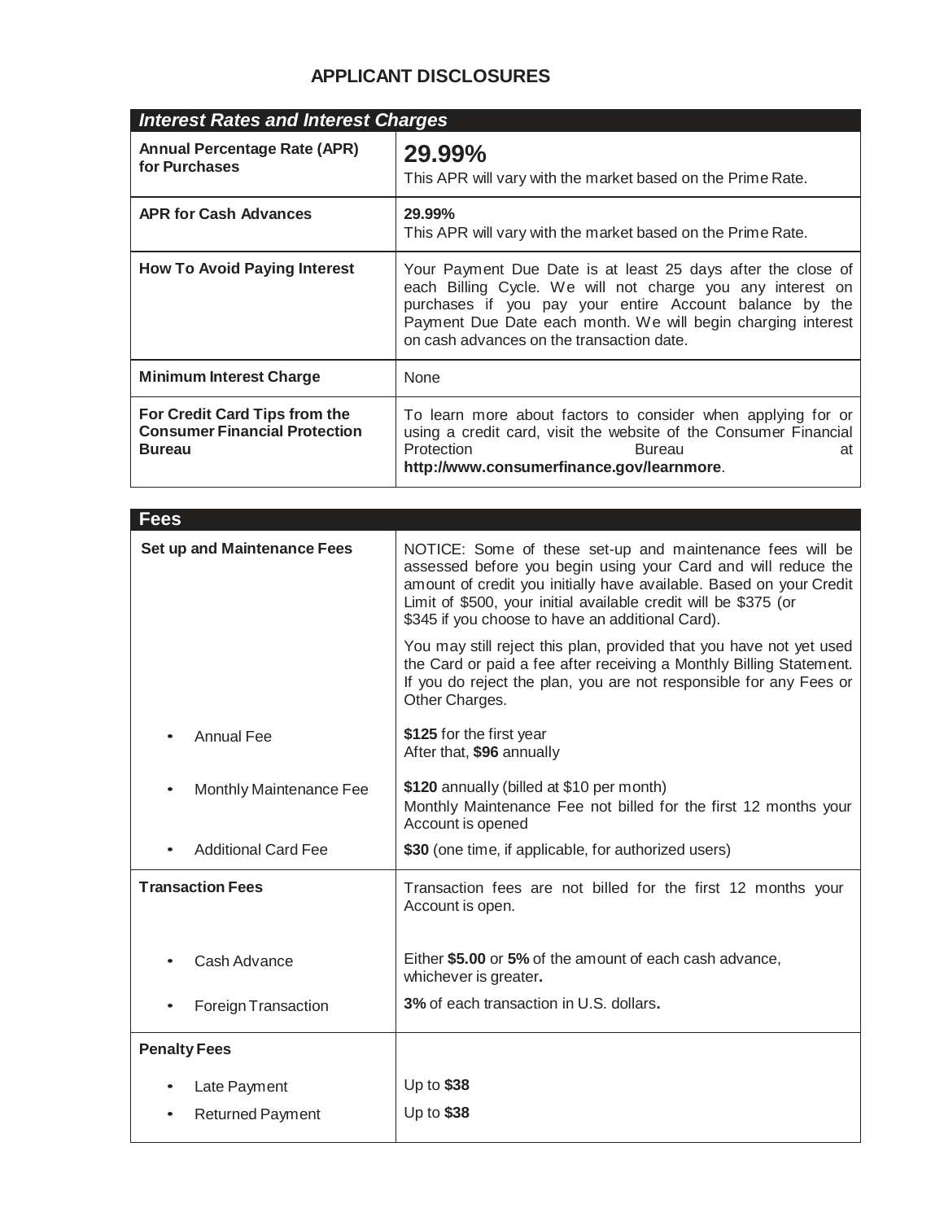# APPLICANT DISCLOSURES

| *Interest Rates and Interest Charges* | |
| --- | --- |
| **Annual Percentage Rate (APR) for Purchases** | **29.99%**<br>This APR will vary with the market based on the Prime Rate. |
| **APR for Cash Advances** | **29.99%**<br>This APR will vary with the market based on the Prime Rate. |
| **How To Avoid Paying Interest** | Your Payment Due Date is at least 25 days after the close of each Billing Cycle. We will not charge you any interest on purchases if you pay your entire Account balance by the Payment Due Date each month. We will begin charging interest on cash advances on the transaction date. |
| **Minimum Interest Charge** | None |
| **For Credit Card Tips from the Consumer Financial Protection Bureau** | To learn more about factors to consider when applying for or using a credit card, visit the website of the Consumer Financial Protection Bureau at **http://www.consumerfinance.gov/learnmore**. |

| **Fees** | |
| --- | --- |
| **Set up and Maintenance Fees** | NOTICE: Some of these set-up and maintenance fees will be assessed before you begin using your Card and will reduce the amount of credit you initially have available. Based on your Credit Limit of $500, your initial available credit will be $375 (or $345 if you choose to have an additional Card).<br>You may still reject this plan, provided that you have not yet used the Card or paid a fee after receiving a Monthly Billing Statement. If you do reject the plan, you are not responsible for any Fees or Other Charges. |
| • Annual Fee | **$125** for the first year<br>After that, **$96** annually |
| • Monthly Maintenance Fee | **$120** annually (billed at $10 per month)<br>Monthly Maintenance Fee not billed for the first 12 months your Account is opened |
| • Additional Card Fee | **$30** (one time, if applicable, for authorized users) |
| **Transaction Fees** | Transaction fees are not billed for the first 12 months your Account is open. |
| • Cash Advance | Either **$5.00** or **5%** of the amount of each cash advance, whichever is greater**.** |
| • Foreign Transaction | **3%** of each transaction in U.S. dollars**.** |
| **Penalty Fees** | |
| • Late Payment | Up to **$38** |
| • Returned Payment | Up to **$38** |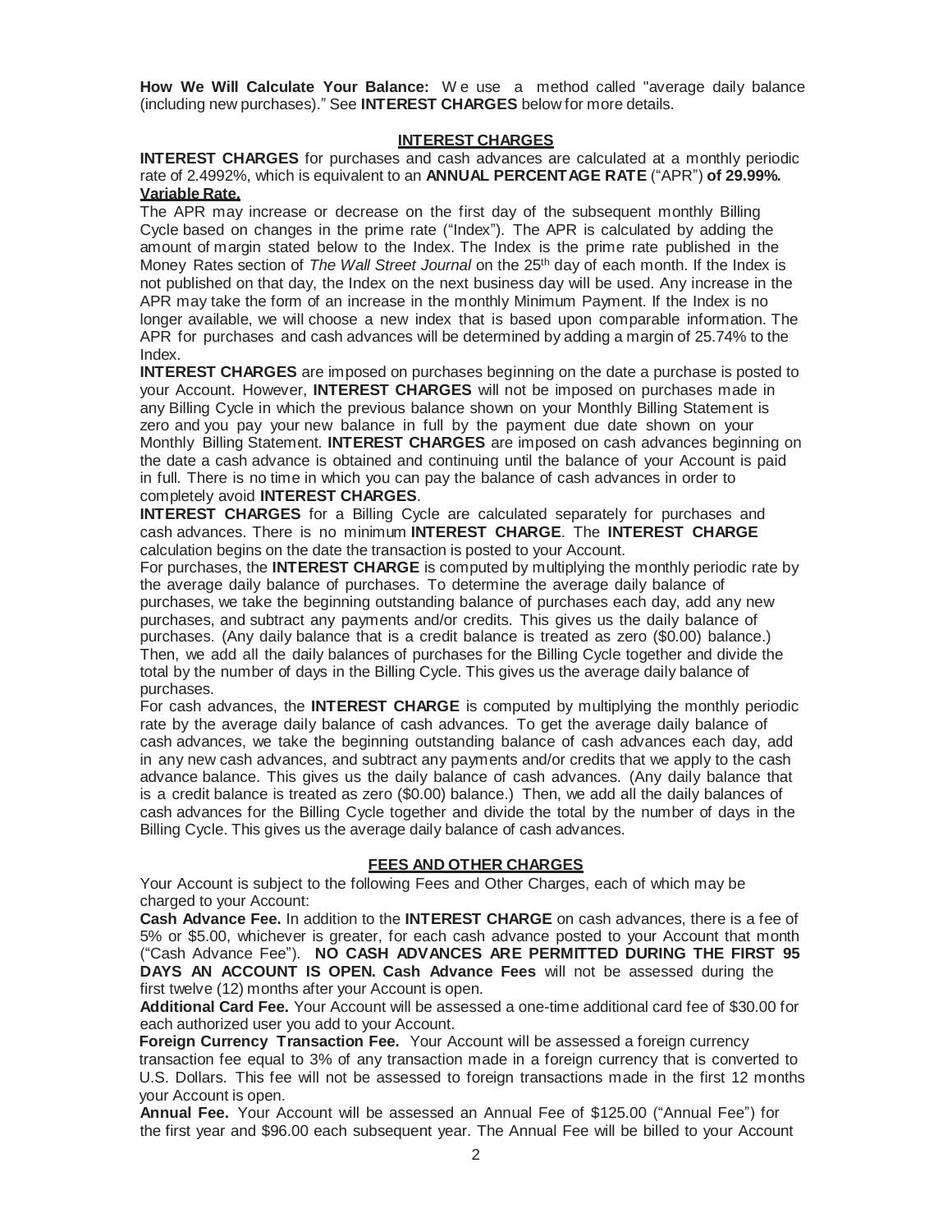**How We Will Calculate Your Balance:** We use a method called "average daily balance (including new purchases)." See **INTEREST CHARGES** below for more details.

## INTEREST CHARGES

**INTEREST CHARGES** for purchases and cash advances are calculated at a monthly periodic rate of 2.4992%, which is equivalent to an **ANNUAL PERCENTAGE RATE** ("APR") **of 29.99%.**

**Variable Rate.**

The APR may increase or decrease on the first day of the subsequent monthly Billing Cycle based on changes in the prime rate ("Index"). The APR is calculated by adding the amount of margin stated below to the Index. The Index is the prime rate published in the Money Rates section of *The Wall Street Journal* on the 25th day of each month. If the Index is not published on that day, the Index on the next business day will be used. Any increase in the APR may take the form of an increase in the monthly Minimum Payment. If the Index is no longer available, we will choose a new index that is based upon comparable information. The APR for purchases and cash advances will be determined by adding a margin of 25.74% to the Index.

**INTEREST CHARGES** are imposed on purchases beginning on the date a purchase is posted to your Account. However, **INTEREST CHARGES** will not be imposed on purchases made in any Billing Cycle in which the previous balance shown on your Monthly Billing Statement is zero and you pay your new balance in full by the payment due date shown on your Monthly Billing Statement. **INTEREST CHARGES** are imposed on cash advances beginning on the date a cash advance is obtained and continuing until the balance of your Account is paid in full. There is no time in which you can pay the balance of cash advances in order to completely avoid **INTEREST CHARGES**.

**INTEREST CHARGES** for a Billing Cycle are calculated separately for purchases and cash advances. There is no minimum **INTEREST CHARGE**. The **INTEREST CHARGE** calculation begins on the date the transaction is posted to your Account.

For purchases, the **INTEREST CHARGE** is computed by multiplying the monthly periodic rate by the average daily balance of purchases. To determine the average daily balance of purchases, we take the beginning outstanding balance of purchases each day, add any new purchases, and subtract any payments and/or credits. This gives us the daily balance of purchases. (Any daily balance that is a credit balance is treated as zero ($0.00) balance.) Then, we add all the daily balances of purchases for the Billing Cycle together and divide the total by the number of days in the Billing Cycle. This gives us the average daily balance of purchases.

For cash advances, the **INTEREST CHARGE** is computed by multiplying the monthly periodic rate by the average daily balance of cash advances. To get the average daily balance of cash advances, we take the beginning outstanding balance of cash advances each day, add in any new cash advances, and subtract any payments and/or credits that we apply to the cash advance balance. This gives us the daily balance of cash advances. (Any daily balance that is a credit balance is treated as zero ($0.00) balance.) Then, we add all the daily balances of cash advances for the Billing Cycle together and divide the total by the number of days in the Billing Cycle. This gives us the average daily balance of cash advances.

## FEES AND OTHER CHARGES

Your Account is subject to the following Fees and Other Charges, each of which may be charged to your Account:

**Cash Advance Fee.** In addition to the **INTEREST CHARGE** on cash advances, there is a fee of 5% or $5.00, whichever is greater, for each cash advance posted to your Account that month ("Cash Advance Fee"). **NO CASH ADVANCES ARE PERMITTED DURING THE FIRST 95 DAYS AN ACCOUNT IS OPEN. Cash Advance Fees** will not be assessed during the first twelve (12) months after your Account is open.

**Additional Card Fee.** Your Account will be assessed a one-time additional card fee of $30.00 for each authorized user you add to your Account.

**Foreign Currency Transaction Fee.** Your Account will be assessed a foreign currency transaction fee equal to 3% of any transaction made in a foreign currency that is converted to U.S. Dollars. This fee will not be assessed to foreign transactions made in the first 12 months your Account is open.

**Annual Fee.** Your Account will be assessed an Annual Fee of $125.00 ("Annual Fee") for the first year and $96.00 each subsequent year. The Annual Fee will be billed to your Account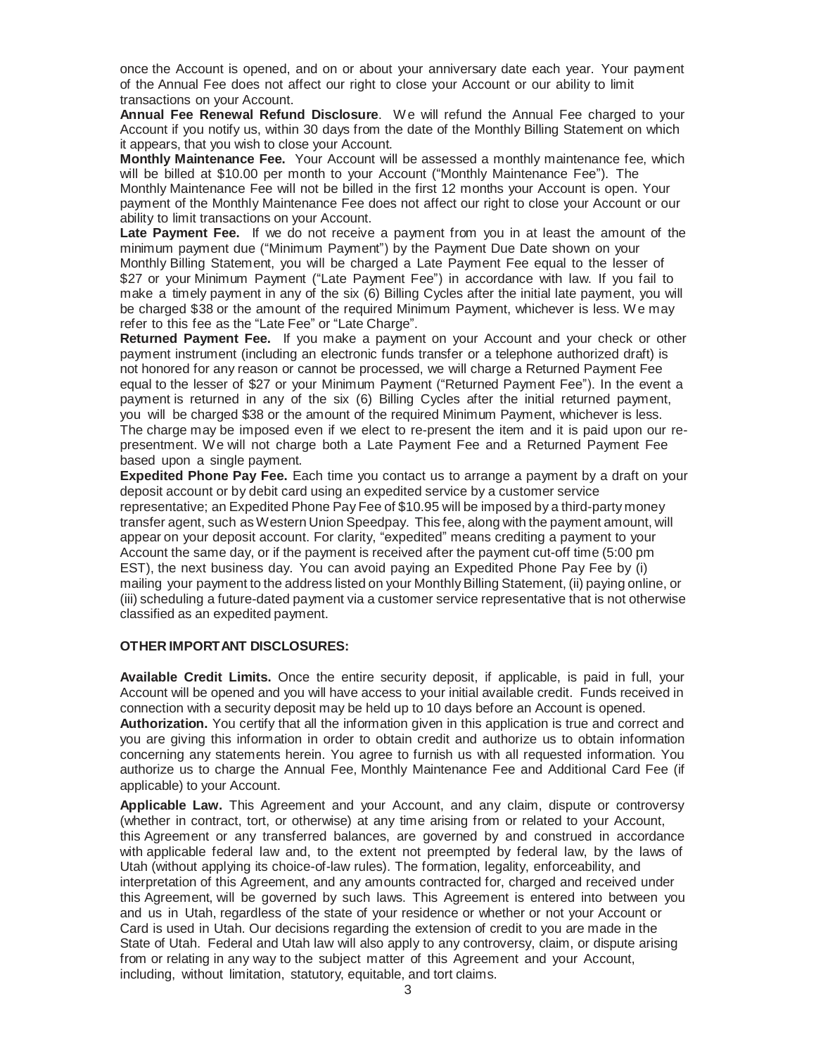once the Account is opened, and on or about your anniversary date each year. Your payment of the Annual Fee does not affect our right to close your Account or our ability to limit transactions on your Account.

**Annual Fee Renewal Refund Disclosure**. We will refund the Annual Fee charged to your Account if you notify us, within 30 days from the date of the Monthly Billing Statement on which it appears, that you wish to close your Account.

**Monthly Maintenance Fee.** Your Account will be assessed a monthly maintenance fee, which will be billed at $10.00 per month to your Account ("Monthly Maintenance Fee"). The Monthly Maintenance Fee will not be billed in the first 12 months your Account is open. Your payment of the Monthly Maintenance Fee does not affect our right to close your Account or our ability to limit transactions on your Account.

**Late Payment Fee.** If we do not receive a payment from you in at least the amount of the minimum payment due ("Minimum Payment") by the Payment Due Date shown on your Monthly Billing Statement, you will be charged a Late Payment Fee equal to the lesser of $27 or your Minimum Payment ("Late Payment Fee") in accordance with law. If you fail to make a timely payment in any of the six (6) Billing Cycles after the initial late payment, you will be charged $38 or the amount of the required Minimum Payment, whichever is less. We may refer to this fee as the "Late Fee" or "Late Charge".

**Returned Payment Fee.** If you make a payment on your Account and your check or other payment instrument (including an electronic funds transfer or a telephone authorized draft) is not honored for any reason or cannot be processed, we will charge a Returned Payment Fee equal to the lesser of $27 or your Minimum Payment ("Returned Payment Fee"). In the event a payment is returned in any of the six (6) Billing Cycles after the initial returned payment, you will be charged $38 or the amount of the required Minimum Payment, whichever is less. The charge may be imposed even if we elect to re-present the item and it is paid upon our re-presentment. We will not charge both a Late Payment Fee and a Returned Payment Fee based upon a single payment.

**Expedited Phone Pay Fee.** Each time you contact us to arrange a payment by a draft on your deposit account or by debit card using an expedited service by a customer service representative; an Expedited Phone Pay Fee of $10.95 will be imposed by a third-party money transfer agent, such as Western Union Speedpay. This fee, along with the payment amount, will appear on your deposit account. For clarity, "expedited" means crediting a payment to your Account the same day, or if the payment is received after the payment cut-off time (5:00 pm EST), the next business day. You can avoid paying an Expedited Phone Pay Fee by (i) mailing your payment to the address listed on your Monthly Billing Statement, (ii) paying online, or (iii) scheduling a future-dated payment via a customer service representative that is not otherwise classified as an expedited payment.

**OTHER IMPORTANT DISCLOSURES:**

**Available Credit Limits.** Once the entire security deposit, if applicable, is paid in full, your Account will be opened and you will have access to your initial available credit. Funds received in connection with a security deposit may be held up to 10 days before an Account is opened.

**Authorization.** You certify that all the information given in this application is true and correct and you are giving this information in order to obtain credit and authorize us to obtain information concerning any statements herein. You agree to furnish us with all requested information. You authorize us to charge the Annual Fee, Monthly Maintenance Fee and Additional Card Fee (if applicable) to your Account.

**Applicable Law.** This Agreement and your Account, and any claim, dispute or controversy (whether in contract, tort, or otherwise) at any time arising from or related to your Account, this Agreement or any transferred balances, are governed by and construed in accordance with applicable federal law and, to the extent not preempted by federal law, by the laws of Utah (without applying its choice-of-law rules). The formation, legality, enforceability, and interpretation of this Agreement, and any amounts contracted for, charged and received under this Agreement, will be governed by such laws. This Agreement is entered into between you and us in Utah, regardless of the state of your residence or whether or not your Account or Card is used in Utah. Our decisions regarding the extension of credit to you are made in the State of Utah. Federal and Utah law will also apply to any controversy, claim, or dispute arising from or relating in any way to the subject matter of this Agreement and your Account, including, without limitation, statutory, equitable, and tort claims.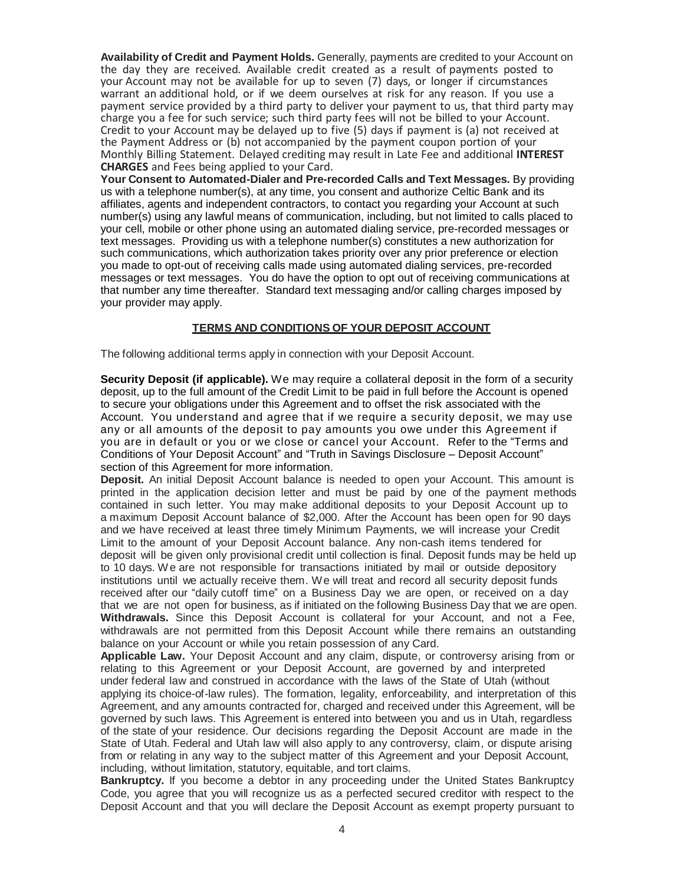**Availability of Credit and Payment Holds.** Generally, payments are credited to your Account on the day they are received. Available credit created as a result of payments posted to your Account may not be available for up to seven (7) days, or longer if circumstances warrant an additional hold, or if we deem ourselves at risk for any reason. If you use a payment service provided by a third party to deliver your payment to us, that third party may charge you a fee for such service; such third party fees will not be billed to your Account. Credit to your Account may be delayed up to five (5) days if payment is (a) not received at the Payment Address or (b) not accompanied by the payment coupon portion of your Monthly Billing Statement. Delayed crediting may result in Late Fee and additional **INTEREST CHARGES** and Fees being applied to your Card.

**Your Consent to Automated-Dialer and Pre-recorded Calls and Text Messages.** By providing us with a telephone number(s), at any time, you consent and authorize Celtic Bank and its affiliates, agents and independent contractors, to contact you regarding your Account at such number(s) using any lawful means of communication, including, but not limited to calls placed to your cell, mobile or other phone using an automated dialing service, pre-recorded messages or text messages. Providing us with a telephone number(s) constitutes a new authorization for such communications, which authorization takes priority over any prior preference or election you made to opt-out of receiving calls made using automated dialing services, pre-recorded messages or text messages. You do have the option to opt out of receiving communications at that number any time thereafter. Standard text messaging and/or calling charges imposed by your provider may apply.

## TERMS AND CONDITIONS OF YOUR DEPOSIT ACCOUNT

The following additional terms apply in connection with your Deposit Account.

**Security Deposit (if applicable).** We may require a collateral deposit in the form of a security deposit, up to the full amount of the Credit Limit to be paid in full before the Account is opened to secure your obligations under this Agreement and to offset the risk associated with the Account. You understand and agree that if we require a security deposit, we may use any or all amounts of the deposit to pay amounts you owe under this Agreement if you are in default or you or we close or cancel your Account. Refer to the "Terms and Conditions of Your Deposit Account" and "Truth in Savings Disclosure – Deposit Account" section of this Agreement for more information.

**Deposit.** An initial Deposit Account balance is needed to open your Account. This amount is printed in the application decision letter and must be paid by one of the payment methods contained in such letter. You may make additional deposits to your Deposit Account up to a maximum Deposit Account balance of $2,000. After the Account has been open for 90 days and we have received at least three timely Minimum Payments, we will increase your Credit Limit to the amount of your Deposit Account balance. Any non-cash items tendered for deposit will be given only provisional credit until collection is final. Deposit funds may be held up to 10 days. We are not responsible for transactions initiated by mail or outside depository institutions until we actually receive them. We will treat and record all security deposit funds received after our "daily cutoff time" on a Business Day we are open, or received on a day that we are not open for business, as if initiated on the following Business Day that we are open.

**Withdrawals.** Since this Deposit Account is collateral for your Account, and not a Fee, withdrawals are not permitted from this Deposit Account while there remains an outstanding balance on your Account or while you retain possession of any Card.

**Applicable Law.** Your Deposit Account and any claim, dispute, or controversy arising from or relating to this Agreement or your Deposit Account, are governed by and interpreted under federal law and construed in accordance with the laws of the State of Utah (without applying its choice-of-law rules). The formation, legality, enforceability, and interpretation of this Agreement, and any amounts contracted for, charged and received under this Agreement, will be governed by such laws. This Agreement is entered into between you and us in Utah, regardless of the state of your residence. Our decisions regarding the Deposit Account are made in the State of Utah. Federal and Utah law will also apply to any controversy, claim, or dispute arising from or relating in any way to the subject matter of this Agreement and your Deposit Account, including, without limitation, statutory, equitable, and tort claims.

**Bankruptcy.** If you become a debtor in any proceeding under the United States Bankruptcy Code, you agree that you will recognize us as a perfected secured creditor with respect to the Deposit Account and that you will declare the Deposit Account as exempt property pursuant to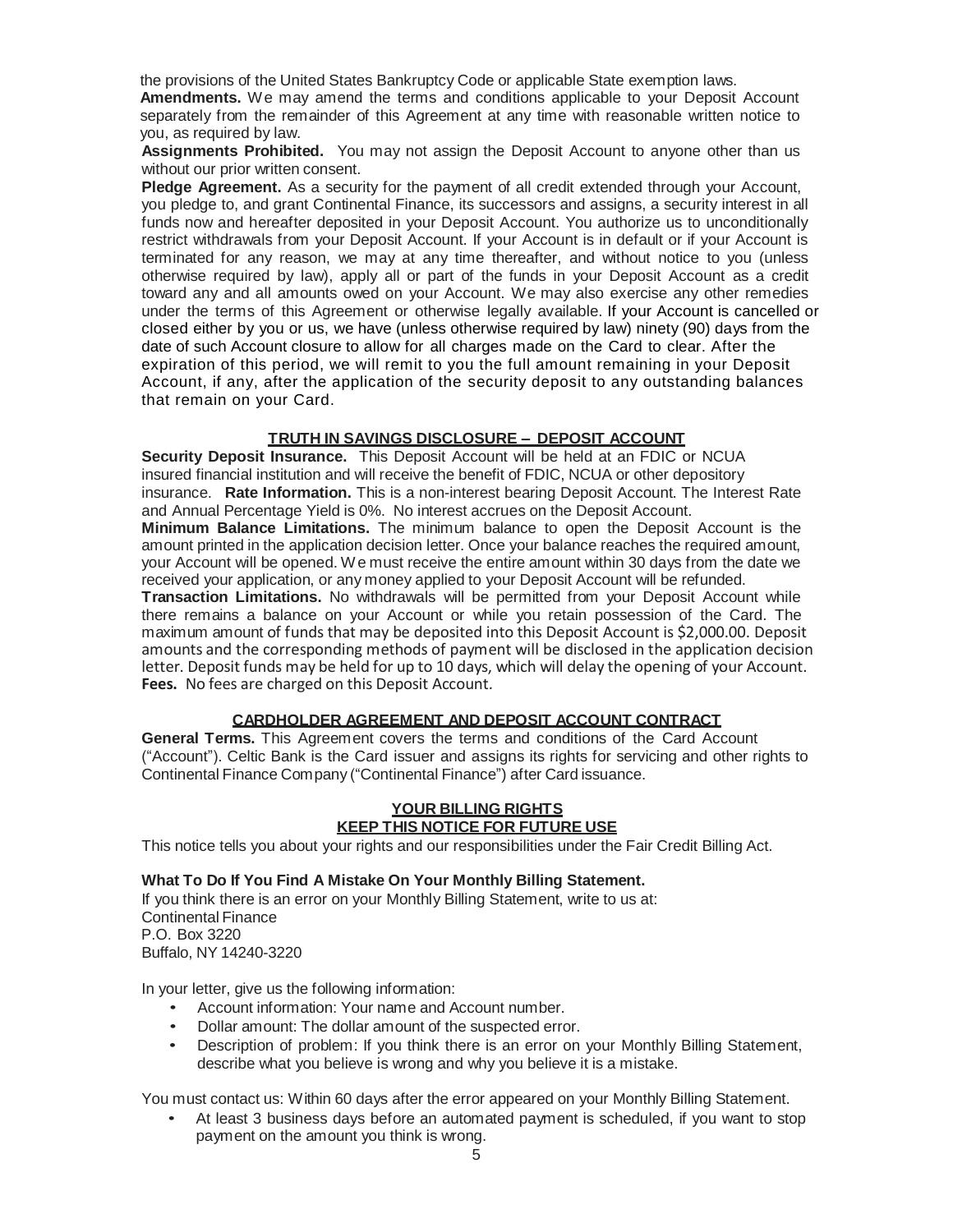the provisions of the United States Bankruptcy Code or applicable State exemption laws.

**Amendments.** We may amend the terms and conditions applicable to your Deposit Account separately from the remainder of this Agreement at any time with reasonable written notice to you, as required by law.

**Assignments Prohibited.** You may not assign the Deposit Account to anyone other than us without our prior written consent.

**Pledge Agreement.** As a security for the payment of all credit extended through your Account, you pledge to, and grant Continental Finance, its successors and assigns, a security interest in all funds now and hereafter deposited in your Deposit Account. You authorize us to unconditionally restrict withdrawals from your Deposit Account. If your Account is in default or if your Account is terminated for any reason, we may at any time thereafter, and without notice to you (unless otherwise required by law), apply all or part of the funds in your Deposit Account as a credit toward any and all amounts owed on your Account. We may also exercise any other remedies under the terms of this Agreement or otherwise legally available. If your Account is cancelled or closed either by you or us, we have (unless otherwise required by law) ninety (90) days from the date of such Account closure to allow for all charges made on the Card to clear. After the expiration of this period, we will remit to you the full amount remaining in your Deposit Account, if any, after the application of the security deposit to any outstanding balances that remain on your Card.

## TRUTH IN SAVINGS DISCLOSURE – DEPOSIT ACCOUNT

**Security Deposit Insurance.** This Deposit Account will be held at an FDIC or NCUA insured financial institution and will receive the benefit of FDIC, NCUA or other depository insurance. **Rate Information.** This is a non-interest bearing Deposit Account. The Interest Rate and Annual Percentage Yield is 0%. No interest accrues on the Deposit Account.

**Minimum Balance Limitations.** The minimum balance to open the Deposit Account is the amount printed in the application decision letter. Once your balance reaches the required amount, your Account will be opened. We must receive the entire amount within 30 days from the date we received your application, or any money applied to your Deposit Account will be refunded.

**Transaction Limitations.** No withdrawals will be permitted from your Deposit Account while there remains a balance on your Account or while you retain possession of the Card. The maximum amount of funds that may be deposited into this Deposit Account is $2,000.00. Deposit amounts and the corresponding methods of payment will be disclosed in the application decision letter. Deposit funds may be held for up to 10 days, which will delay the opening of your Account.

**Fees.** No fees are charged on this Deposit Account.

## CARDHOLDER AGREEMENT AND DEPOSIT ACCOUNT CONTRACT

**General Terms.** This Agreement covers the terms and conditions of the Card Account ("Account"). Celtic Bank is the Card issuer and assigns its rights for servicing and other rights to Continental Finance Company ("Continental Finance") after Card issuance.

## YOUR BILLING RIGHTS
## KEEP THIS NOTICE FOR FUTURE USE

This notice tells you about your rights and our responsibilities under the Fair Credit Billing Act.

### What To Do If You Find A Mistake On Your Monthly Billing Statement.

If you think there is an error on your Monthly Billing Statement, write to us at:
Continental Finance
P.O. Box 3220
Buffalo, NY 14240-3220

In your letter, give us the following information:

- Account information: Your name and Account number.
- Dollar amount: The dollar amount of the suspected error.
- Description of problem: If you think there is an error on your Monthly Billing Statement, describe what you believe is wrong and why you believe it is a mistake.

You must contact us: Within 60 days after the error appeared on your Monthly Billing Statement.

- At least 3 business days before an automated payment is scheduled, if you want to stop payment on the amount you think is wrong.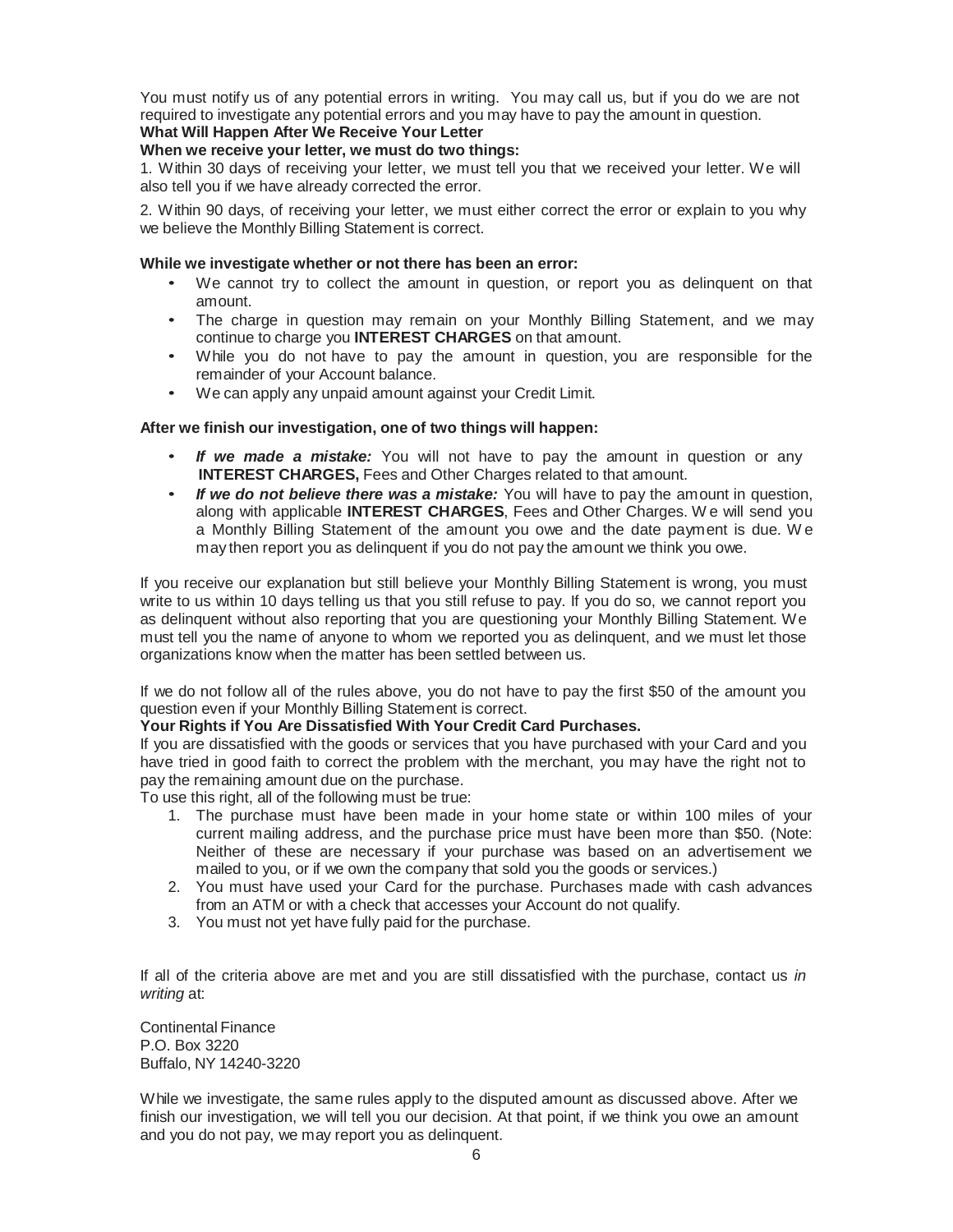You must notify us of any potential errors in writing. You may call us, but if you do we are not required to investigate any potential errors and you may have to pay the amount in question.

**What Will Happen After We Receive Your Letter**

**When we receive your letter, we must do two things:**

1. Within 30 days of receiving your letter, we must tell you that we received your letter. We will also tell you if we have already corrected the error.

2. Within 90 days, of receiving your letter, we must either correct the error or explain to you why we believe the Monthly Billing Statement is correct.

**While we investigate whether or not there has been an error:**

- We cannot try to collect the amount in question, or report you as delinquent on that amount.
- The charge in question may remain on your Monthly Billing Statement, and we may continue to charge you **INTEREST CHARGES** on that amount.
- While you do not have to pay the amount in question, you are responsible for the remainder of your Account balance.
- We can apply any unpaid amount against your Credit Limit.

**After we finish our investigation, one of two things will happen:**

- ***If we made a mistake:*** You will not have to pay the amount in question or any **INTEREST CHARGES,** Fees and Other Charges related to that amount.
- ***If we do not believe there was a mistake:*** You will have to pay the amount in question, along with applicable **INTEREST CHARGES**, Fees and Other Charges. We will send you a Monthly Billing Statement of the amount you owe and the date payment is due. We may then report you as delinquent if you do not pay the amount we think you owe.

If you receive our explanation but still believe your Monthly Billing Statement is wrong, you must write to us within 10 days telling us that you still refuse to pay. If you do so, we cannot report you as delinquent without also reporting that you are questioning your Monthly Billing Statement. We must tell you the name of anyone to whom we reported you as delinquent, and we must let those organizations know when the matter has been settled between us.

If we do not follow all of the rules above, you do not have to pay the first $50 of the amount you question even if your Monthly Billing Statement is correct.

**Your Rights if You Are Dissatisfied With Your Credit Card Purchases.**

If you are dissatisfied with the goods or services that you have purchased with your Card and you have tried in good faith to correct the problem with the merchant, you may have the right not to pay the remaining amount due on the purchase.

To use this right, all of the following must be true:

1. The purchase must have been made in your home state or within 100 miles of your current mailing address, and the purchase price must have been more than $50. (Note: Neither of these are necessary if your purchase was based on an advertisement we mailed to you, or if we own the company that sold you the goods or services.)
2. You must have used your Card for the purchase. Purchases made with cash advances from an ATM or with a check that accesses your Account do not qualify.
3. You must not yet have fully paid for the purchase.

If all of the criteria above are met and you are still dissatisfied with the purchase, contact us *in writing* at:

Continental Finance
P.O. Box 3220
Buffalo, NY 14240-3220

While we investigate, the same rules apply to the disputed amount as discussed above. After we finish our investigation, we will tell you our decision. At that point, if we think you owe an amount and you do not pay, we may report you as delinquent.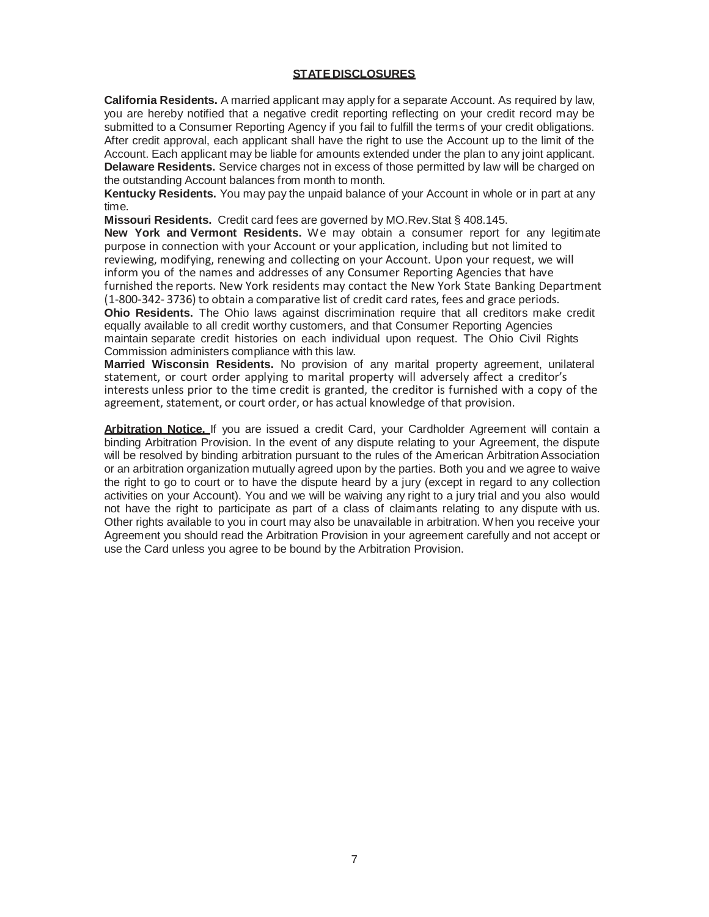## STATE DISCLOSURES

**California Residents.** A married applicant may apply for a separate Account. As required by law, you are hereby notified that a negative credit reporting reflecting on your credit record may be submitted to a Consumer Reporting Agency if you fail to fulfill the terms of your credit obligations. After credit approval, each applicant shall have the right to use the Account up to the limit of the Account. Each applicant may be liable for amounts extended under the plan to any joint applicant.
**Delaware Residents.** Service charges not in excess of those permitted by law will be charged on the outstanding Account balances from month to month.
**Kentucky Residents.** You may pay the unpaid balance of your Account in whole or in part at any time.
**Missouri Residents.** Credit card fees are governed by MO.Rev.Stat § 408.145.
**New York and Vermont Residents.** We may obtain a consumer report for any legitimate purpose in connection with your Account or your application, including but not limited to reviewing, modifying, renewing and collecting on your Account. Upon your request, we will inform you of the names and addresses of any Consumer Reporting Agencies that have furnished the reports. New York residents may contact the New York State Banking Department (1-800-342- 3736) to obtain a comparative list of credit card rates, fees and grace periods.
**Ohio Residents.** The Ohio laws against discrimination require that all creditors make credit equally available to all credit worthy customers, and that Consumer Reporting Agencies maintain separate credit histories on each individual upon request. The Ohio Civil Rights Commission administers compliance with this law.
**Married Wisconsin Residents.** No provision of any marital property agreement, unilateral statement, or court order applying to marital property will adversely affect a creditor's interests unless prior to the time credit is granted, the creditor is furnished with a copy of the agreement, statement, or court order, or has actual knowledge of that provision.

**Arbitration Notice.** If you are issued a credit Card, your Cardholder Agreement will contain a binding Arbitration Provision. In the event of any dispute relating to your Agreement, the dispute will be resolved by binding arbitration pursuant to the rules of the American Arbitration Association or an arbitration organization mutually agreed upon by the parties. Both you and we agree to waive the right to go to court or to have the dispute heard by a jury (except in regard to any collection activities on your Account). You and we will be waiving any right to a jury trial and you also would not have the right to participate as part of a class of claimants relating to any dispute with us. Other rights available to you in court may also be unavailable in arbitration. When you receive your Agreement you should read the Arbitration Provision in your agreement carefully and not accept or use the Card unless you agree to be bound by the Arbitration Provision.